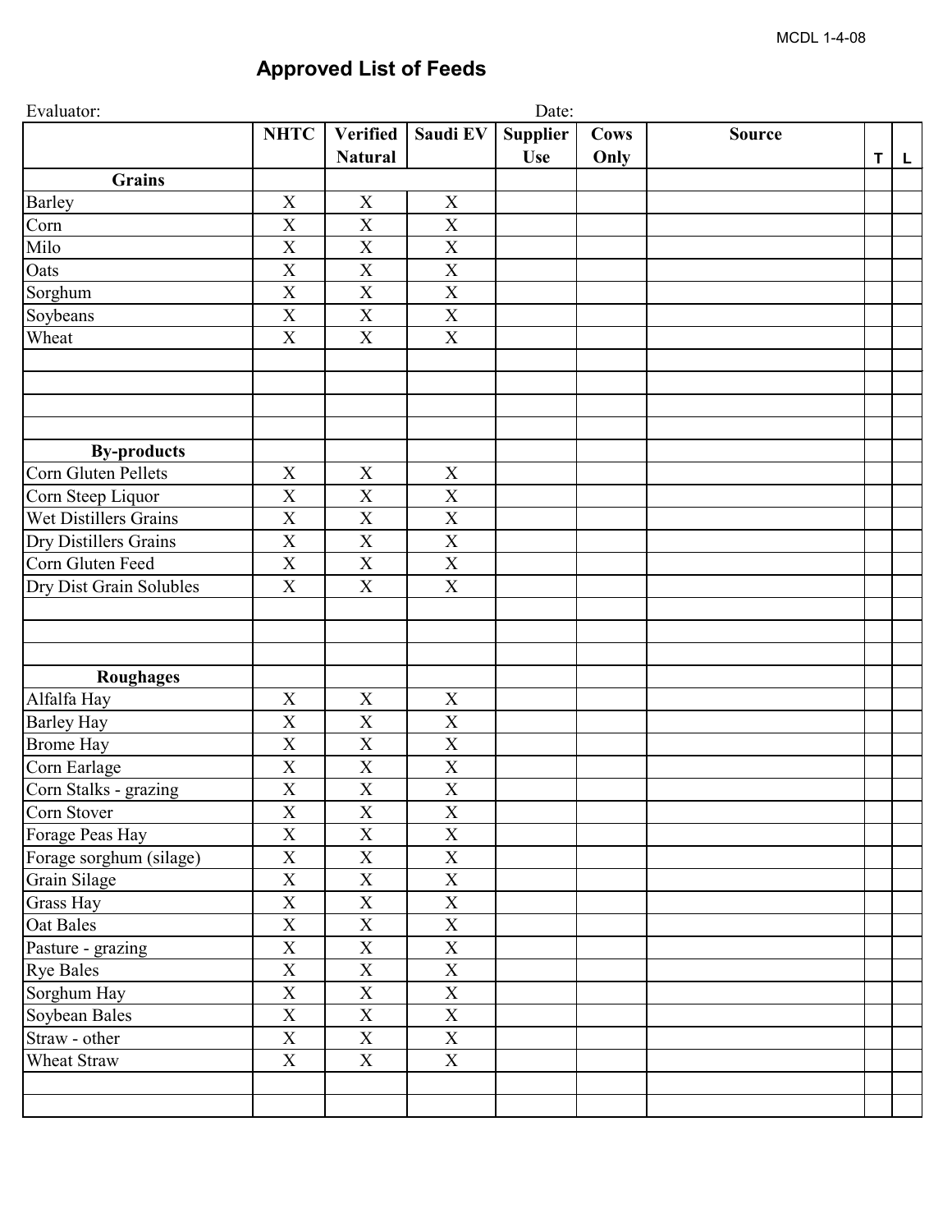MCDL 1-4-08

# Approved List of Feeds

Evaluator: Date:

| | NHTC | Verified Natural | Saudi EV | Supplier Use | Cows Only | Source | T | L |
|---|---|---|---|---|---|---|---|---|
| **Grains** | | | | | | | | |
| Barley | X | X | X | | | | | |
| Corn | X | X | X | | | | | |
| Milo | X | X | X | | | | | |
| Oats | X | X | X | | | | | |
| Sorghum | X | X | X | | | | | |
| Soybeans | X | X | X | | | | | |
| Wheat | X | X | X | | | | | |
| | | | | | | | | |
| | | | | | | | | |
| | | | | | | | | |
| | | | | | | | | |
| **By-products** | | | | | | | | |
| Corn Gluten Pellets | X | X | X | | | | | |
| Corn Steep Liquor | X | X | X | | | | | |
| Wet Distillers Grains | X | X | X | | | | | |
| Dry Distillers Grains | X | X | X | | | | | |
| Corn Gluten Feed | X | X | X | | | | | |
| Dry Dist Grain Solubles | X | X | X | | | | | |
| | | | | | | | | |
| | | | | | | | | |
| | | | | | | | | |
| **Roughages** | | | | | | | | |
| Alfalfa Hay | X | X | X | | | | | |
| Barley Hay | X | X | X | | | | | |
| Brome Hay | X | X | X | | | | | |
| Corn Earlage | X | X | X | | | | | |
| Corn Stalks - grazing | X | X | X | | | | | |
| Corn Stover | X | X | X | | | | | |
| Forage Peas Hay | X | X | X | | | | | |
| Forage sorghum (silage) | X | X | X | | | | | |
| Grain Silage | X | X | X | | | | | |
| Grass Hay | X | X | X | | | | | |
| Oat Bales | X | X | X | | | | | |
| Pasture - grazing | X | X | X | | | | | |
| Rye Bales | X | X | X | | | | | |
| Sorghum Hay | X | X | X | | | | | |
| Soybean Bales | X | X | X | | | | | |
| Straw - other | X | X | X | | | | | |
| Wheat Straw | X | X | X | | | | | |
| | | | | | | | | |
| | | | | | | | | |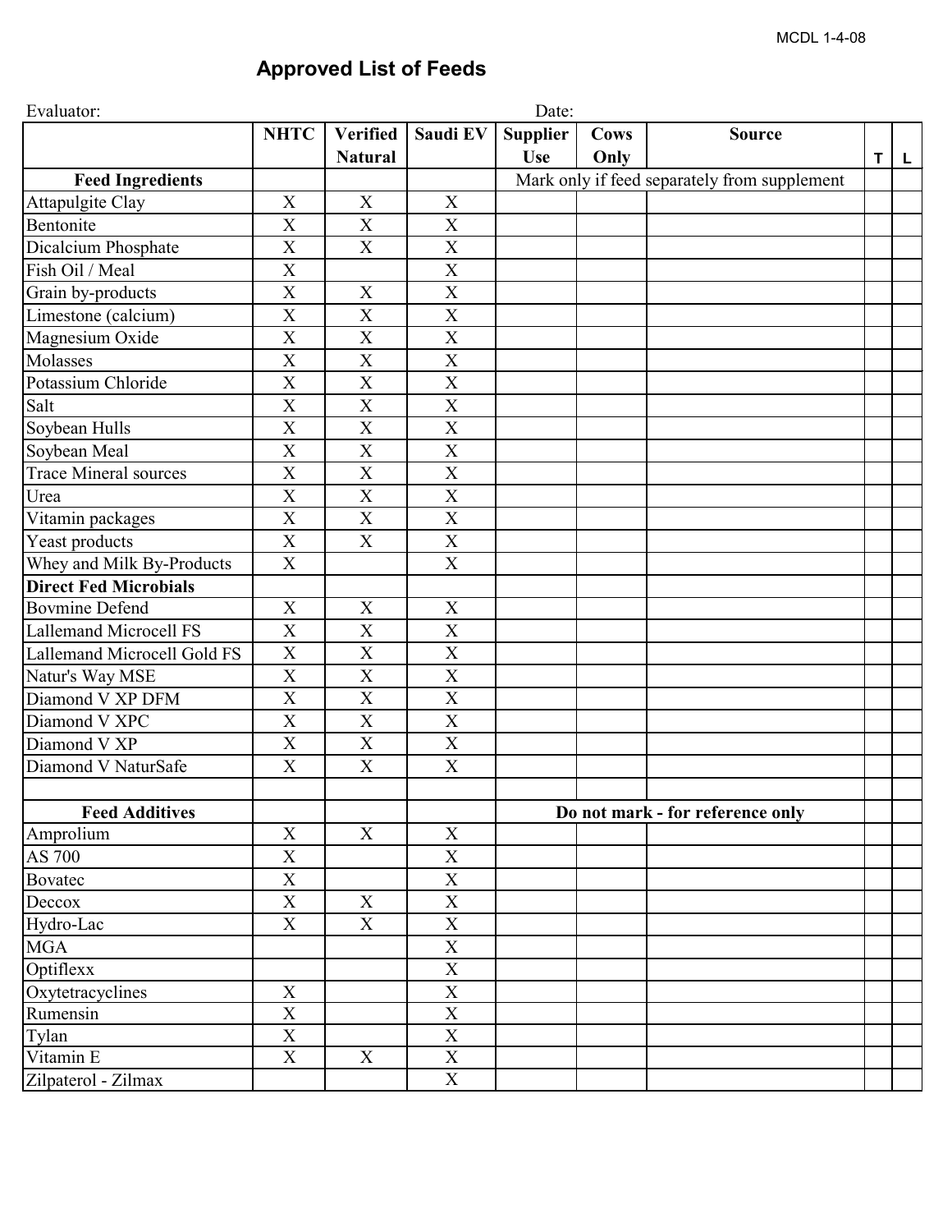MCDL 1-4-08

# Approved List of Feeds

Evaluator: Date:

| | NHTC | Verified Natural | Saudi EV | Supplier Use | Cows Only | Source | T | L |
|---|---|---|---|---|---|---|---|---|
| **Feed Ingredients** | | | | Mark only if feed separately from supplement | | | | |
| Attapulgite Clay | X | X | X | | | | | |
| Bentonite | X | X | X | | | | | |
| Dicalcium Phosphate | X | X | X | | | | | |
| Fish Oil / Meal | X | | X | | | | | |
| Grain by-products | X | X | X | | | | | |
| Limestone (calcium) | X | X | X | | | | | |
| Magnesium Oxide | X | X | X | | | | | |
| Molasses | X | X | X | | | | | |
| Potassium Chloride | X | X | X | | | | | |
| Salt | X | X | X | | | | | |
| Soybean Hulls | X | X | X | | | | | |
| Soybean Meal | X | X | X | | | | | |
| Trace Mineral sources | X | X | X | | | | | |
| Urea | X | X | X | | | | | |
| Vitamin packages | X | X | X | | | | | |
| Yeast products | X | X | X | | | | | |
| Whey and Milk By-Products | X | | X | | | | | |
| **Direct Fed Microbials** | | | | | | | | |
| Bovmine Defend | X | X | X | | | | | |
| Lallemand Microcell FS | X | X | X | | | | | |
| Lallemand Microcell Gold FS | X | X | X | | | | | |
| Natur's Way MSE | X | X | X | | | | | |
| Diamond V XP DFM | X | X | X | | | | | |
| Diamond V XPC | X | X | X | | | | | |
| Diamond V XP | X | X | X | | | | | |
| Diamond V NaturSafe | X | X | X | | | | | |
| | | | | | | | | |
| **Feed Additives** | | | | **Do not mark - for reference only** | | | | |
| Amprolium | X | X | X | | | | | |
| AS 700 | X | | X | | | | | |
| Bovatec | X | | X | | | | | |
| Deccox | X | X | X | | | | | |
| Hydro-Lac | X | X | X | | | | | |
| MGA | | | X | | | | | |
| Optiflexx | | | X | | | | | |
| Oxytetracyclines | X | | X | | | | | |
| Rumensin | X | | X | | | | | |
| Tylan | X | | X | | | | | |
| Vitamin E | X | X | X | | | | | |
| Zilpaterol - Zilmax | | | X | | | | | |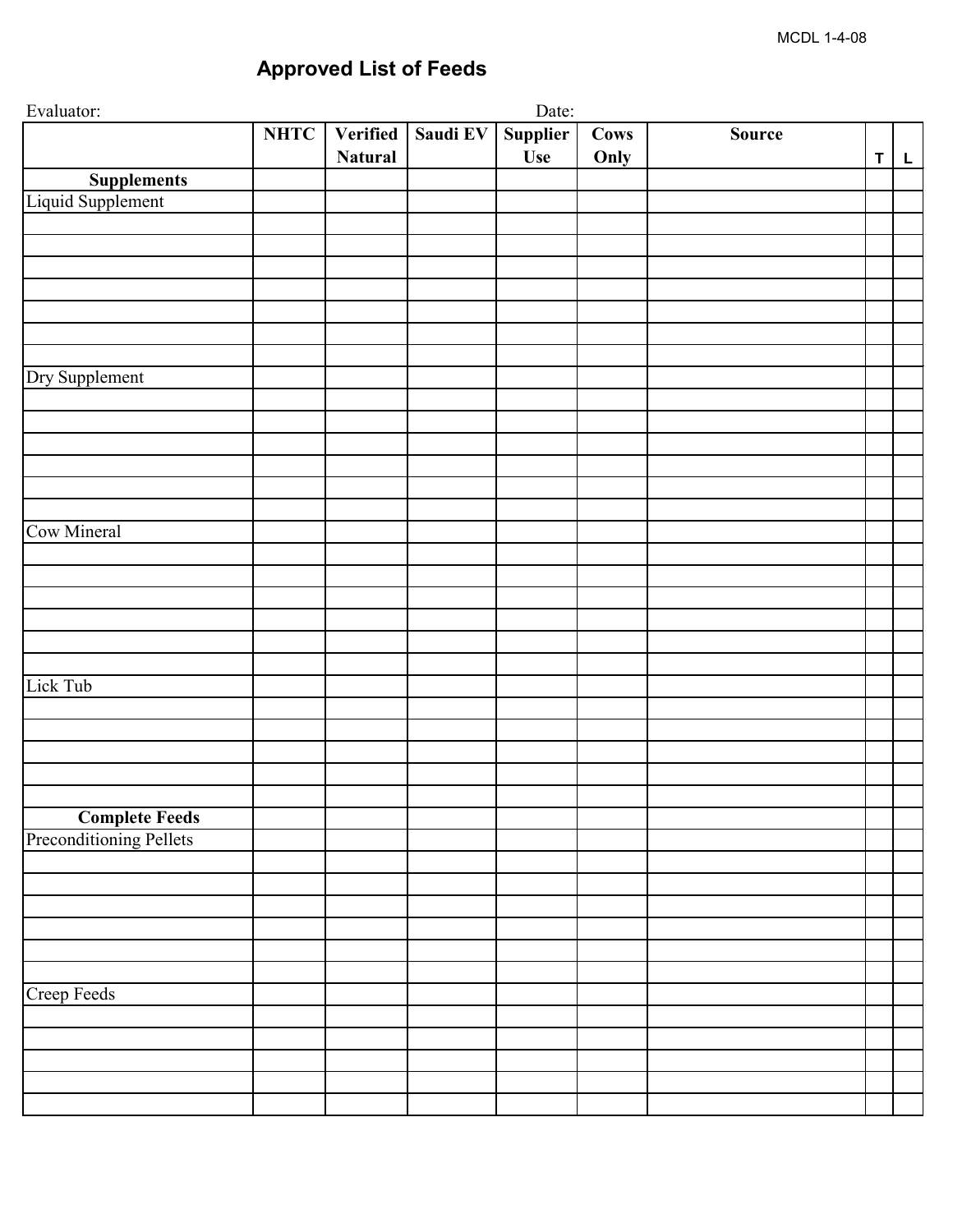MCDL 1-4-08

## Approved List of Feeds

Evaluator: Date:

| | NHTC | Verified Natural | Saudi EV | Supplier Use | Cows Only | Source | T | L |
|---|---|---|---|---|---|---|---|---|
| **Supplements** | | | | | | | | |
| Liquid Supplement | | | | | | | | |
| | | | | | | | | |
| | | | | | | | | |
| | | | | | | | | |
| | | | | | | | | |
| | | | | | | | | |
| | | | | | | | | |
| | | | | | | | | |
| Dry Supplement | | | | | | | | |
| | | | | | | | | |
| | | | | | | | | |
| | | | | | | | | |
| | | | | | | | | |
| | | | | | | | | |
| | | | | | | | | |
| Cow Mineral | | | | | | | | |
| | | | | | | | | |
| | | | | | | | | |
| | | | | | | | | |
| | | | | | | | | |
| | | | | | | | | |
| | | | | | | | | |
| Lick Tub | | | | | | | | |
| | | | | | | | | |
| | | | | | | | | |
| | | | | | | | | |
| | | | | | | | | |
| | | | | | | | | |
| **Complete Feeds** | | | | | | | | |
| Preconditioning Pellets | | | | | | | | |
| | | | | | | | | |
| | | | | | | | | |
| | | | | | | | | |
| | | | | | | | | |
| | | | | | | | | |
| | | | | | | | | |
| Creep Feeds | | | | | | | | |
| | | | | | | | | |
| | | | | | | | | |
| | | | | | | | | |
| | | | | | | | | |
| | | | | | | | | |